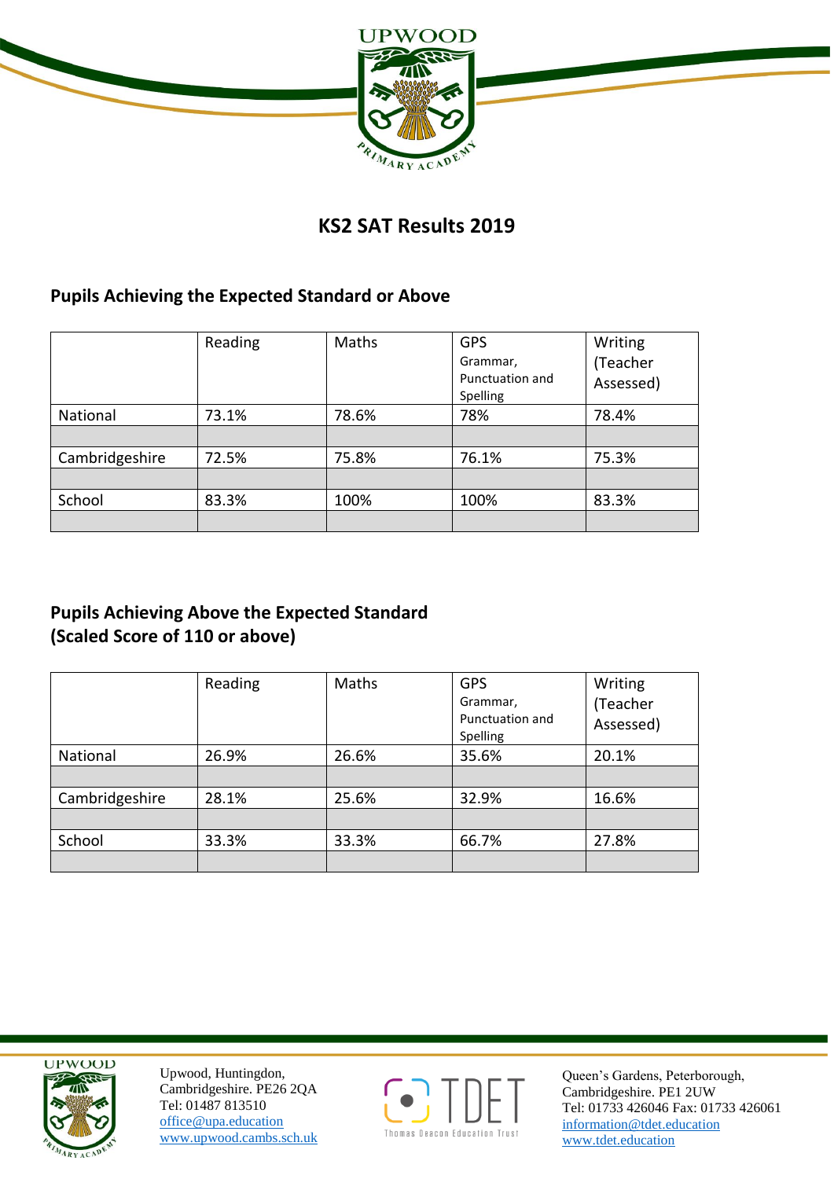UPWOOD

PRIMARY ACADEMY

# KS2 SAT Results 2019

## Pupils Achieving the Expected Standard or Above

| | Reading | Maths | GPS Grammar, Punctuation and Spelling | Writing (Teacher Assessed) |
|---|---|---|---|---|
| National | 73.1% | 78.6% | 78% | 78.4% |
| | | | | |
| Cambridgeshire | 72.5% | 75.8% | 76.1% | 75.3% |
| | | | | |
| School | 83.3% | 100% | 100% | 83.3% |
| | | | | |

## Pupils Achieving Above the Expected Standard (Scaled Score of 110 or above)

| | Reading | Maths | GPS Grammar, Punctuation and Spelling | Writing (Teacher Assessed) |
|---|---|---|---|---|
| National | 26.9% | 26.6% | 35.6% | 20.1% |
| | | | | |
| Cambridgeshire | 28.1% | 25.6% | 32.9% | 16.6% |
| | | | | |
| School | 33.3% | 33.3% | 66.7% | 27.8% |
| | | | | |

Upwood, Huntingdon,
Cambridgeshire. PE26 2QA
Tel: 01487 813510
office@upa.education
www.upwood.cambs.sch.uk

TDET Thomas Deacon Education Trust

Queen's Gardens, Peterborough,
Cambridgeshire. PE1 2UW
Tel: 01733 426046 Fax: 01733 426061
information@tdet.education
www.tdet.education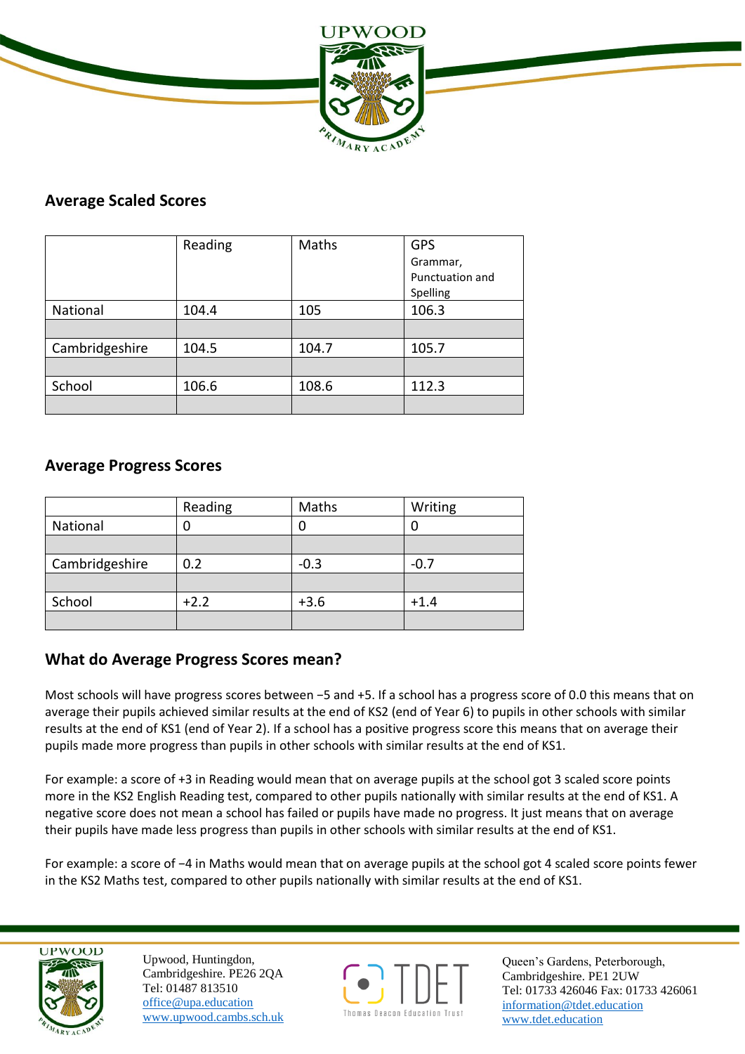## Average Scaled Scores

| | Reading | Maths | GPS Grammar, Punctuation and Spelling |
|---|---|---|---|
| National | 104.4 | 105 | 106.3 |
| | | | |
| Cambridgeshire | 104.5 | 104.7 | 105.7 |
| | | | |
| School | 106.6 | 108.6 | 112.3 |
| | | | |

## Average Progress Scores

| | Reading | Maths | Writing |
|---|---|---|---|
| National | 0 | 0 | 0 |
| | | | |
| Cambridgeshire | 0.2 | -0.3 | -0.7 |
| | | | |
| School | +2.2 | +3.6 | +1.4 |
| | | | |

## What do Average Progress Scores mean?

Most schools will have progress scores between −5 and +5. If a school has a progress score of 0.0 this means that on average their pupils achieved similar results at the end of KS2 (end of Year 6) to pupils in other schools with similar results at the end of KS1 (end of Year 2). If a school has a positive progress score this means that on average their pupils made more progress than pupils in other schools with similar results at the end of KS1.

For example: a score of +3 in Reading would mean that on average pupils at the school got 3 scaled score points more in the KS2 English Reading test, compared to other pupils nationally with similar results at the end of KS1. A negative score does not mean a school has failed or pupils have made no progress. It just means that on average their pupils have made less progress than pupils in other schools with similar results at the end of KS1.

For example: a score of −4 in Maths would mean that on average pupils at the school got 4 scaled score points fewer in the KS2 Maths test, compared to other pupils nationally with similar results at the end of KS1.

Upwood, Huntingdon,
Cambridgeshire. PE26 2QA
Tel: 01487 813510
office@upa.education
www.upwood.cambs.sch.uk

Queen's Gardens, Peterborough,
Cambridgeshire. PE1 2UW
Tel: 01733 426046 Fax: 01733 426061
information@tdet.education
www.tdet.education